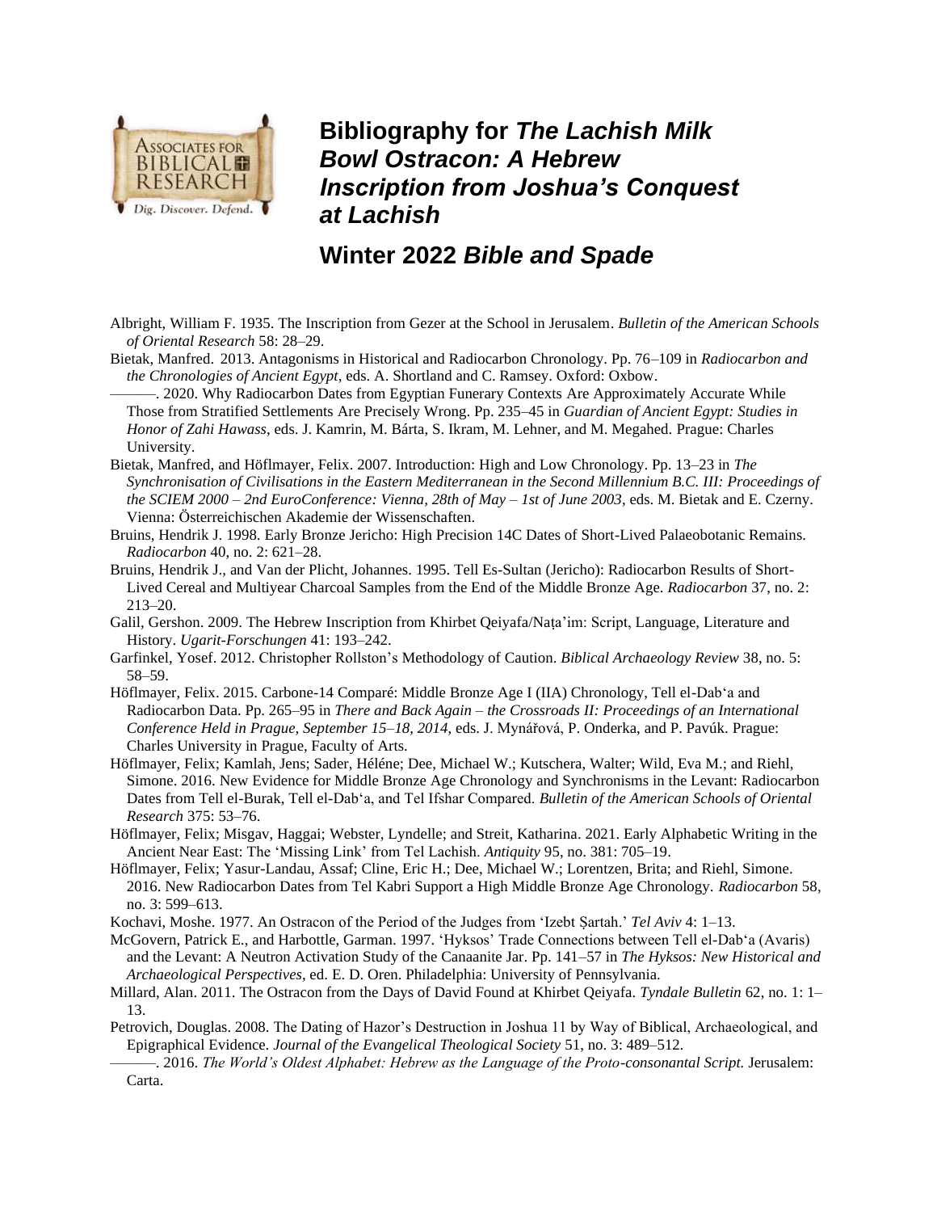# Bibliography for *The Lachish Milk Bowl Ostracon: A Hebrew Inscription from Joshua's Conquest at Lachish*

## Winter 2022 *Bible and Spade*

Albright, William F. 1935. The Inscription from Gezer at the School in Jerusalem. *Bulletin of the American Schools of Oriental Research* 58: 28–29.

Bietak, Manfred. 2013. Antagonisms in Historical and Radiocarbon Chronology. Pp. 76–109 in *Radiocarbon and the Chronologies of Ancient Egypt*, eds. A. Shortland and C. Ramsey. Oxford: Oxbow.

———. 2020. Why Radiocarbon Dates from Egyptian Funerary Contexts Are Approximately Accurate While Those from Stratified Settlements Are Precisely Wrong. Pp. 235–45 in *Guardian of Ancient Egypt: Studies in Honor of Zahi Hawass*, eds. J. Kamrin, M. Bárta, S. Ikram, M. Lehner, and M. Megahed. Prague: Charles University.

Bietak, Manfred, and Höflmayer, Felix. 2007. Introduction: High and Low Chronology. Pp. 13–23 in *The Synchronisation of Civilisations in the Eastern Mediterranean in the Second Millennium B.C. III: Proceedings of the SCIEM 2000 – 2nd EuroConference: Vienna, 28th of May – 1st of June 2003*, eds. M. Bietak and E. Czerny. Vienna: Österreichischen Akademie der Wissenschaften.

Bruins, Hendrik J. 1998. Early Bronze Jericho: High Precision 14C Dates of Short-Lived Palaeobotanic Remains. *Radiocarbon* 40, no. 2: 621–28.

Bruins, Hendrik J., and Van der Plicht, Johannes. 1995. Tell Es-Sultan (Jericho): Radiocarbon Results of Short-Lived Cereal and Multiyear Charcoal Samples from the End of the Middle Bronze Age. *Radiocarbon* 37, no. 2: 213–20.

Galil, Gershon. 2009. The Hebrew Inscription from Khirbet Qeiyafa/Naṭa'im: Script, Language, Literature and History. *Ugarit-Forschungen* 41: 193–242.

Garfinkel, Yosef. 2012. Christopher Rollston's Methodology of Caution. *Biblical Archaeology Review* 38, no. 5: 58–59.

Höflmayer, Felix. 2015. Carbone-14 Comparé: Middle Bronze Age I (IIA) Chronology, Tell el-Dab'a and Radiocarbon Data. Pp. 265–95 in *There and Back Again – the Crossroads II: Proceedings of an International Conference Held in Prague, September 15–18, 2014*, eds. J. Mynářová, P. Onderka, and P. Pavúk. Prague: Charles University in Prague, Faculty of Arts.

Höflmayer, Felix; Kamlah, Jens; Sader, Héléne; Dee, Michael W.; Kutschera, Walter; Wild, Eva M.; and Riehl, Simone. 2016. New Evidence for Middle Bronze Age Chronology and Synchronisms in the Levant: Radiocarbon Dates from Tell el-Burak, Tell el-Dab'a, and Tel Ifshar Compared. *Bulletin of the American Schools of Oriental Research* 375: 53–76.

Höflmayer, Felix; Misgav, Haggai; Webster, Lyndelle; and Streit, Katharina. 2021. Early Alphabetic Writing in the Ancient Near East: The 'Missing Link' from Tel Lachish. *Antiquity* 95, no. 381: 705–19.

Höflmayer, Felix; Yasur-Landau, Assaf; Cline, Eric H.; Dee, Michael W.; Lorentzen, Brita; and Riehl, Simone. 2016. New Radiocarbon Dates from Tel Kabri Support a High Middle Bronze Age Chronology. *Radiocarbon* 58, no. 3: 599–613.

Kochavi, Moshe. 1977. An Ostracon of the Period of the Judges from 'Izebt Ṣartah.' *Tel Aviv* 4: 1–13.

McGovern, Patrick E., and Harbottle, Garman. 1997. 'Hyksos' Trade Connections between Tell el-Dab'a (Avaris) and the Levant: A Neutron Activation Study of the Canaanite Jar. Pp. 141–57 in *The Hyksos: New Historical and Archaeological Perspectives*, ed. E. D. Oren. Philadelphia: University of Pennsylvania.

Millard, Alan. 2011. The Ostracon from the Days of David Found at Khirbet Qeiyafa. *Tyndale Bulletin* 62, no. 1: 1–13.

Petrovich, Douglas. 2008. The Dating of Hazor's Destruction in Joshua 11 by Way of Biblical, Archaeological, and Epigraphical Evidence. *Journal of the Evangelical Theological Society* 51, no. 3: 489–512.

———. 2016. *The World's Oldest Alphabet: Hebrew as the Language of the Proto-consonantal Script.* Jerusalem: Carta.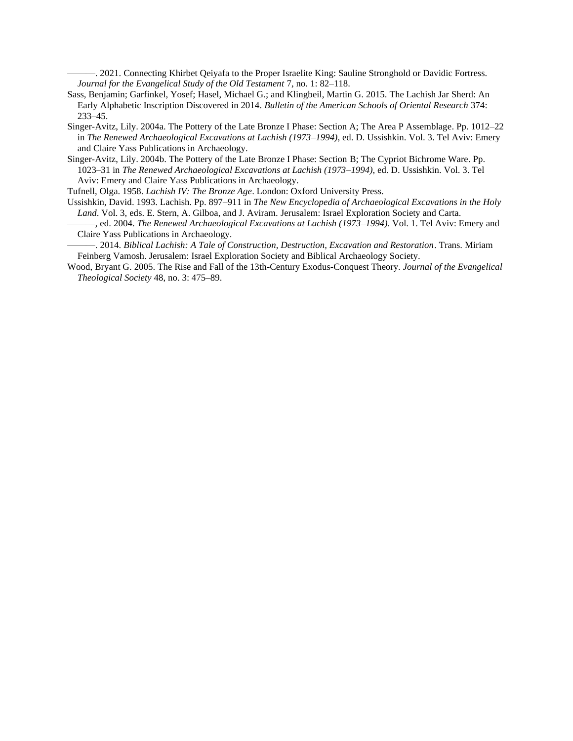———. 2021. Connecting Khirbet Qeiyafa to the Proper Israelite King: Sauline Stronghold or Davidic Fortress. *Journal for the Evangelical Study of the Old Testament* 7, no. 1: 82–118.

Sass, Benjamin; Garfinkel, Yosef; Hasel, Michael G.; and Klingbeil, Martin G. 2015. The Lachish Jar Sherd: An Early Alphabetic Inscription Discovered in 2014. *Bulletin of the American Schools of Oriental Research* 374: 233–45.

Singer-Avitz, Lily. 2004a. The Pottery of the Late Bronze I Phase: Section A; The Area P Assemblage. Pp. 1012–22 in *The Renewed Archaeological Excavations at Lachish (1973–1994)*, ed. D. Ussishkin. Vol. 3. Tel Aviv: Emery and Claire Yass Publications in Archaeology.

Singer-Avitz, Lily. 2004b. The Pottery of the Late Bronze I Phase: Section B; The Cypriot Bichrome Ware. Pp. 1023–31 in *The Renewed Archaeological Excavations at Lachish (1973–1994)*, ed. D. Ussishkin. Vol. 3. Tel Aviv: Emery and Claire Yass Publications in Archaeology.

Tufnell, Olga. 1958. *Lachish IV: The Bronze Age*. London: Oxford University Press.

Ussishkin, David. 1993. Lachish. Pp. 897–911 in *The New Encyclopedia of Archaeological Excavations in the Holy Land*. Vol. 3, eds. E. Stern, A. Gilboa, and J. Aviram. Jerusalem: Israel Exploration Society and Carta.

———, ed. 2004. *The Renewed Archaeological Excavations at Lachish (1973–1994)*. Vol. 1. Tel Aviv: Emery and Claire Yass Publications in Archaeology.

———. 2014. *Biblical Lachish: A Tale of Construction, Destruction, Excavation and Restoration*. Trans. Miriam Feinberg Vamosh. Jerusalem: Israel Exploration Society and Biblical Archaeology Society.

Wood, Bryant G. 2005. The Rise and Fall of the 13th-Century Exodus-Conquest Theory. *Journal of the Evangelical Theological Society* 48, no. 3: 475–89.